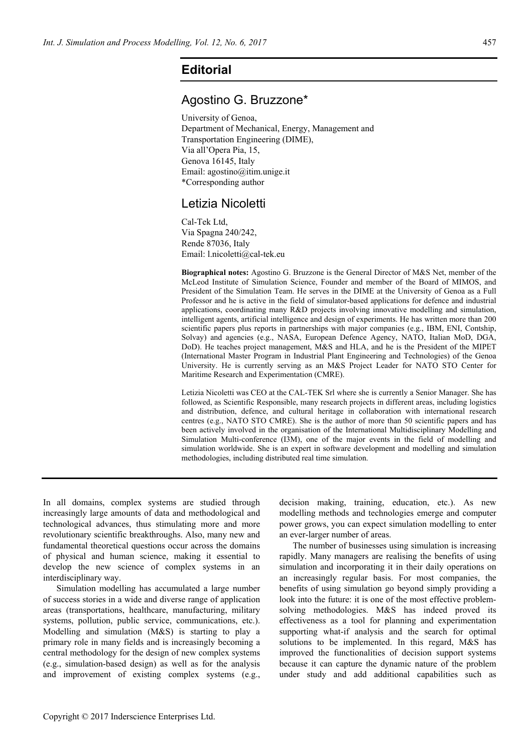# Editorial

## Agostino G. Bruzzone*

University of Genoa,
Department of Mechanical, Energy, Management and Transportation Engineering (DIME),
Via all'Opera Pia, 15,
Genova 16145, Italy
Email: agostino@itim.unige.it
*Corresponding author

## Letizia Nicoletti

Cal-Tek Ltd,
Via Spagna 240/242,
Rende 87036, Italy
Email: l.nicoletti@cal-tek.eu

**Biographical notes:** Agostino G. Bruzzone is the General Director of M&S Net, member of the McLeod Institute of Simulation Science, Founder and member of the Board of MIMOS, and President of the Simulation Team. He serves in the DIME at the University of Genoa as a Full Professor and he is active in the field of simulator-based applications for defence and industrial applications, coordinating many R&D projects involving innovative modelling and simulation, intelligent agents, artificial intelligence and design of experiments. He has written more than 200 scientific papers plus reports in partnerships with major companies (e.g., IBM, ENI, Contship, Solvay) and agencies (e.g., NASA, European Defence Agency, NATO, Italian MoD, DGA, DoD). He teaches project management, M&S and HLA, and he is the President of the MIPET (International Master Program in Industrial Plant Engineering and Technologies) of the Genoa University. He is currently serving as an M&S Project Leader for NATO STO Center for Maritime Research and Experimentation (CMRE).

Letizia Nicoletti was CEO at the CAL-TEK Srl where she is currently a Senior Manager. She has followed, as Scientific Responsible, many research projects in different areas, including logistics and distribution, defence, and cultural heritage in collaboration with international research centres (e.g., NATO STO CMRE). She is the author of more than 50 scientific papers and has been actively involved in the organisation of the International Multidisciplinary Modelling and Simulation Multi-conference (I3M), one of the major events in the field of modelling and simulation worldwide. She is an expert in software development and modelling and simulation methodologies, including distributed real time simulation.

In all domains, complex systems are studied through increasingly large amounts of data and methodological and technological advances, thus stimulating more and more revolutionary scientific breakthroughs. Also, many new and fundamental theoretical questions occur across the domains of physical and human science, making it essential to develop the new science of complex systems in an interdisciplinary way.

Simulation modelling has accumulated a large number of success stories in a wide and diverse range of application areas (transportations, healthcare, manufacturing, military systems, pollution, public service, communications, etc.). Modelling and simulation (M&S) is starting to play a primary role in many fields and is increasingly becoming a central methodology for the design of new complex systems (e.g., simulation-based design) as well as for the analysis and improvement of existing complex systems (e.g., decision making, training, education, etc.). As new modelling methods and technologies emerge and computer power grows, you can expect simulation modelling to enter an ever-larger number of areas.

The number of businesses using simulation is increasing rapidly. Many managers are realising the benefits of using simulation and incorporating it in their daily operations on an increasingly regular basis. For most companies, the benefits of using simulation go beyond simply providing a look into the future: it is one of the most effective problem-solving methodologies. M&S has indeed proved its effectiveness as a tool for planning and experimentation supporting what-if analysis and the search for optimal solutions to be implemented. In this regard, M&S has improved the functionalities of decision support systems because it can capture the dynamic nature of the problem under study and add additional capabilities such as

Copyright © 2017 Inderscience Enterprises Ltd.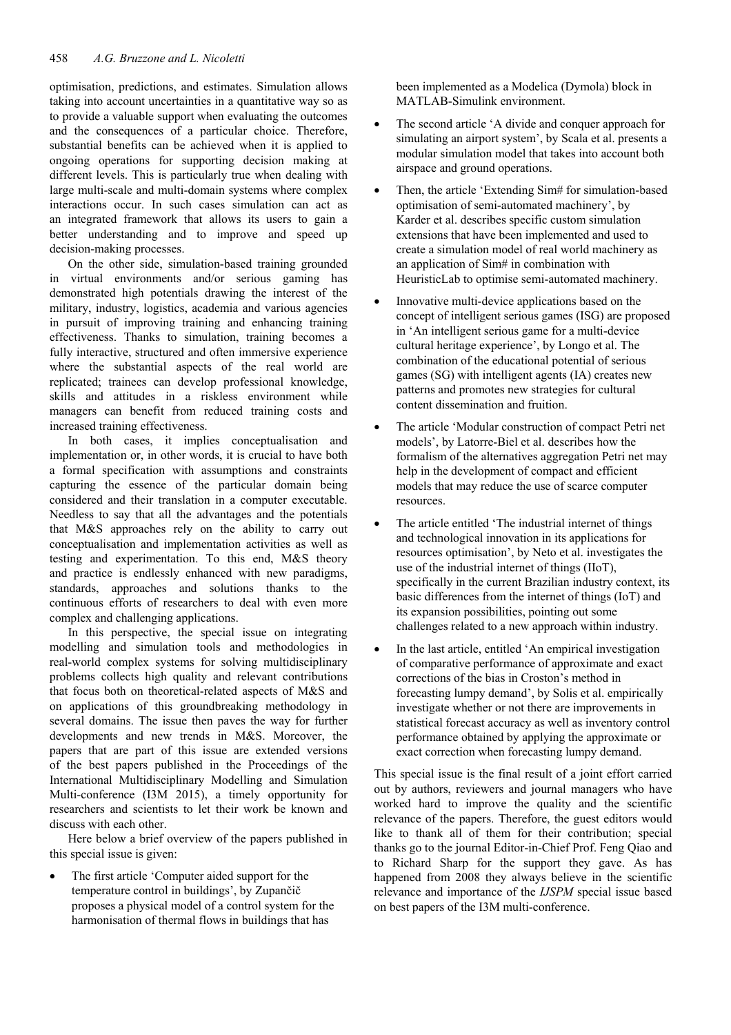optimisation, predictions, and estimates. Simulation allows taking into account uncertainties in a quantitative way so as to provide a valuable support when evaluating the outcomes and the consequences of a particular choice. Therefore, substantial benefits can be achieved when it is applied to ongoing operations for supporting decision making at different levels. This is particularly true when dealing with large multi-scale and multi-domain systems where complex interactions occur. In such cases simulation can act as an integrated framework that allows its users to gain a better understanding and to improve and speed up decision-making processes.

On the other side, simulation-based training grounded in virtual environments and/or serious gaming has demonstrated high potentials drawing the interest of the military, industry, logistics, academia and various agencies in pursuit of improving training and enhancing training effectiveness. Thanks to simulation, training becomes a fully interactive, structured and often immersive experience where the substantial aspects of the real world are replicated; trainees can develop professional knowledge, skills and attitudes in a riskless environment while managers can benefit from reduced training costs and increased training effectiveness.

In both cases, it implies conceptualisation and implementation or, in other words, it is crucial to have both a formal specification with assumptions and constraints capturing the essence of the particular domain being considered and their translation in a computer executable. Needless to say that all the advantages and the potentials that M&S approaches rely on the ability to carry out conceptualisation and implementation activities as well as testing and experimentation. To this end, M&S theory and practice is endlessly enhanced with new paradigms, standards, approaches and solutions thanks to the continuous efforts of researchers to deal with even more complex and challenging applications.

In this perspective, the special issue on integrating modelling and simulation tools and methodologies in real-world complex systems for solving multidisciplinary problems collects high quality and relevant contributions that focus both on theoretical-related aspects of M&S and on applications of this groundbreaking methodology in several domains. The issue then paves the way for further developments and new trends in M&S. Moreover, the papers that are part of this issue are extended versions of the best papers published in the Proceedings of the International Multidisciplinary Modelling and Simulation Multi-conference (I3M 2015), a timely opportunity for researchers and scientists to let their work be known and discuss with each other.

Here below a brief overview of the papers published in this special issue is given:

- The first article 'Computer aided support for the temperature control in buildings', by Zupančič proposes a physical model of a control system for the harmonisation of thermal flows in buildings that has been implemented as a Modelica (Dymola) block in MATLAB-Simulink environment.
- The second article 'A divide and conquer approach for simulating an airport system', by Scala et al. presents a modular simulation model that takes into account both airspace and ground operations.
- Then, the article 'Extending Sim# for simulation-based optimisation of semi-automated machinery', by Karder et al. describes specific custom simulation extensions that have been implemented and used to create a simulation model of real world machinery as an application of Sim# in combination with HeuristicLab to optimise semi-automated machinery.
- Innovative multi-device applications based on the concept of intelligent serious games (ISG) are proposed in 'An intelligent serious game for a multi-device cultural heritage experience', by Longo et al. The combination of the educational potential of serious games (SG) with intelligent agents (IA) creates new patterns and promotes new strategies for cultural content dissemination and fruition.
- The article 'Modular construction of compact Petri net models', by Latorre-Biel et al. describes how the formalism of the alternatives aggregation Petri net may help in the development of compact and efficient models that may reduce the use of scarce computer resources.
- The article entitled 'The industrial internet of things and technological innovation in its applications for resources optimisation', by Neto et al. investigates the use of the industrial internet of things (IIoT), specifically in the current Brazilian industry context, its basic differences from the internet of things (IoT) and its expansion possibilities, pointing out some challenges related to a new approach within industry.
- In the last article, entitled 'An empirical investigation of comparative performance of approximate and exact corrections of the bias in Croston's method in forecasting lumpy demand', by Solis et al. empirically investigate whether or not there are improvements in statistical forecast accuracy as well as inventory control performance obtained by applying the approximate or exact correction when forecasting lumpy demand.

This special issue is the final result of a joint effort carried out by authors, reviewers and journal managers who have worked hard to improve the quality and the scientific relevance of the papers. Therefore, the guest editors would like to thank all of them for their contribution; special thanks go to the journal Editor-in-Chief Prof. Feng Qiao and to Richard Sharp for the support they gave. As has happened from 2008 they always believe in the scientific relevance and importance of the *IJSPM* special issue based on best papers of the I3M multi-conference.